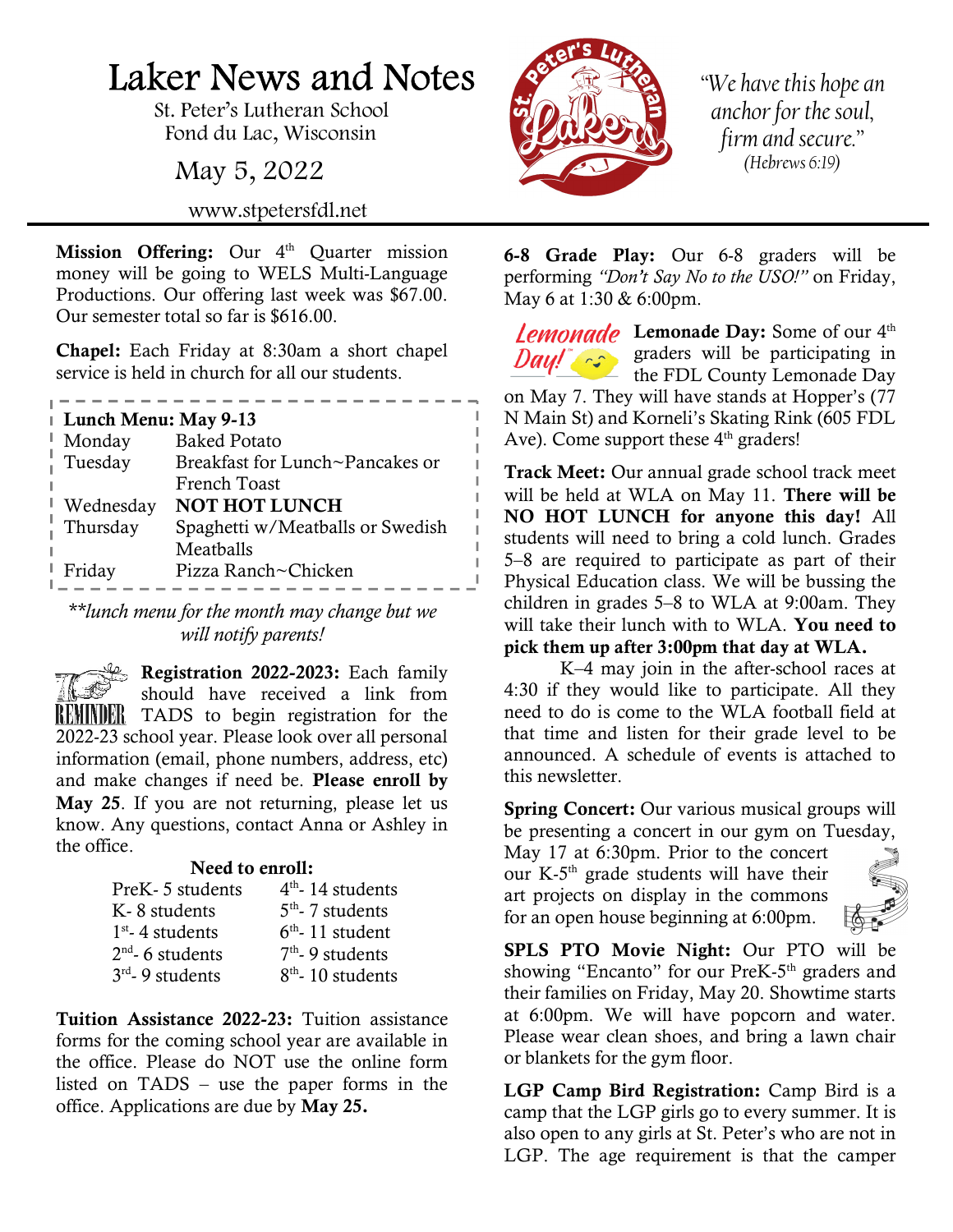# Laker News and Notes

St. Peter's Lutheran School
Fond du Lac, Wisconsin

May 5, 2022

www.stpetersfdl.net

*"We have this hope an anchor for the soul, firm and secure."*
*(Hebrews 6:19)*

**Mission Offering:** Our 4th Quarter mission money will be going to WELS Multi-Language Productions. Our offering last week was $67.00. Our semester total so far is $616.00.

**Chapel:** Each Friday at 8:30am a short chapel service is held in church for all our students.

**Lunch Menu: May 9-13**

| | |
|---|---|
| Monday | Baked Potato |
| Tuesday | Breakfast for Lunch~Pancakes or French Toast |
| Wednesday | **NOT HOT LUNCH** |
| Thursday | Spaghetti w/Meatballs or Swedish Meatballs |
| Friday | Pizza Ranch~Chicken |

*\*\*lunch menu for the month may change but we will notify parents!*

REMINDER

**Registration 2022-2023:** Each family should have received a link from TADS to begin registration for the 2022-23 school year. Please look over all personal information (email, phone numbers, address, etc) and make changes if need be. **Please enroll by May 25**. If you are not returning, please let us know. Any questions, contact Anna or Ashley in the office.

**Need to enroll:**

| | |
|---|---|
| PreK- 5 students | 4th- 14 students |
| K- 8 students | 5th- 7 students |
| 1st- 4 students | 6th- 11 student |
| 2nd- 6 students | 7th- 9 students |
| 3rd- 9 students | 8th- 10 students |

**Tuition Assistance 2022-23:** Tuition assistance forms for the coming school year are available in the office. Please do NOT use the online form listed on TADS – use the paper forms in the office. Applications are due by **May 25.**

**6-8 Grade Play:** Our 6-8 graders will be performing *"Don't Say No to the USO!"* on Friday, May 6 at 1:30 & 6:00pm.

**Lemonade Day:** Some of our 4th graders will be participating in the FDL County Lemonade Day on May 7. They will have stands at Hopper's (77 N Main St) and Korneli's Skating Rink (605 FDL Ave). Come support these 4th graders!

**Track Meet:** Our annual grade school track meet will be held at WLA on May 11. **There will be NO HOT LUNCH for anyone this day!** All students will need to bring a cold lunch. Grades 5–8 are required to participate as part of their Physical Education class. We will be bussing the children in grades 5–8 to WLA at 9:00am. They will take their lunch with to WLA. **You need to pick them up after 3:00pm that day at WLA.**

K–4 may join in the after-school races at 4:30 if they would like to participate. All they need to do is come to the WLA football field at that time and listen for their grade level to be announced. A schedule of events is attached to this newsletter.

**Spring Concert:** Our various musical groups will be presenting a concert in our gym on Tuesday, May 17 at 6:30pm. Prior to the concert our K-5th grade students will have their art projects on display in the commons for an open house beginning at 6:00pm.

**SPLS PTO Movie Night:** Our PTO will be showing "Encanto" for our PreK-5th graders and their families on Friday, May 20. Showtime starts at 6:00pm. We will have popcorn and water. Please wear clean shoes, and bring a lawn chair or blankets for the gym floor.

**LGP Camp Bird Registration:** Camp Bird is a camp that the LGP girls go to every summer. It is also open to any girls at St. Peter's who are not in LGP. The age requirement is that the camper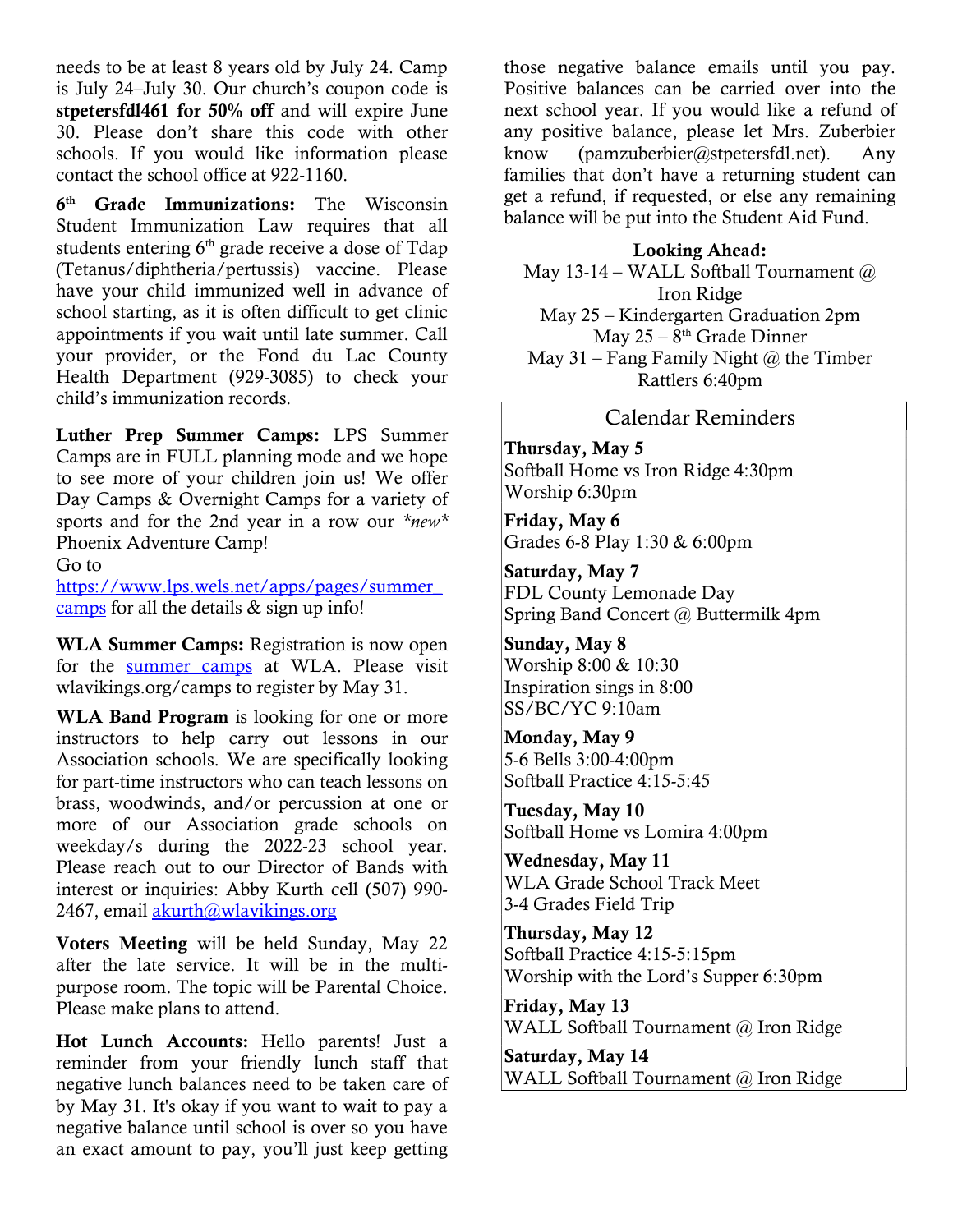needs to be at least 8 years old by July 24. Camp is July 24–July 30. Our church's coupon code is **stpetersfdl461 for 50% off** and will expire June 30. Please don't share this code with other schools. If you would like information please contact the school office at 922-1160.

**6th Grade Immunizations:** The Wisconsin Student Immunization Law requires that all students entering 6th grade receive a dose of Tdap (Tetanus/diphtheria/pertussis) vaccine. Please have your child immunized well in advance of school starting, as it is often difficult to get clinic appointments if you wait until late summer. Call your provider, or the Fond du Lac County Health Department (929-3085) to check your child's immunization records.

**Luther Prep Summer Camps:** LPS Summer Camps are in FULL planning mode and we hope to see more of your children join us! We offer Day Camps & Overnight Camps for a variety of sports and for the 2nd year in a row our *\*new\** Phoenix Adventure Camp!
Go to [https://www.lps.wels.net/apps/pages/summer_camps](https://www.lps.wels.net/apps/pages/summer_camps) for all the details & sign up info!

**WLA Summer Camps:** Registration is now open for the summer camps at WLA. Please visit wlavikings.org/camps to register by May 31.

**WLA Band Program** is looking for one or more instructors to help carry out lessons in our Association schools. We are specifically looking for part-time instructors who can teach lessons on brass, woodwinds, and/or percussion at one or more of our Association grade schools on weekday/s during the 2022-23 school year. Please reach out to our Director of Bands with interest or inquiries: Abby Kurth cell (507) 990-2467, email akurth@wlavikings.org

**Voters Meeting** will be held Sunday, May 22 after the late service. It will be in the multi-purpose room. The topic will be Parental Choice. Please make plans to attend.

**Hot Lunch Accounts:** Hello parents! Just a reminder from your friendly lunch staff that negative lunch balances need to be taken care of by May 31. It's okay if you want to wait to pay a negative balance until school is over so you have an exact amount to pay, you'll just keep getting those negative balance emails until you pay. Positive balances can be carried over into the next school year. If you would like a refund of any positive balance, please let Mrs. Zuberbier know (pamzuberbier@stpetersfdl.net). Any families that don't have a returning student can get a refund, if requested, or else any remaining balance will be put into the Student Aid Fund.

**Looking Ahead:**

May 13-14 – WALL Softball Tournament @ Iron Ridge
May 25 – Kindergarten Graduation 2pm
May 25 – 8th Grade Dinner
May 31 – Fang Family Night @ the Timber Rattlers 6:40pm

## Calendar Reminders

**Thursday, May 5**
Softball Home vs Iron Ridge 4:30pm
Worship 6:30pm

**Friday, May 6**
Grades 6-8 Play 1:30 & 6:00pm

**Saturday, May 7**
FDL County Lemonade Day
Spring Band Concert @ Buttermilk 4pm

**Sunday, May 8**
Worship 8:00 & 10:30
Inspiration sings in 8:00
SS/BC/YC 9:10am

**Monday, May 9**
5-6 Bells 3:00-4:00pm
Softball Practice 4:15-5:45

**Tuesday, May 10**
Softball Home vs Lomira 4:00pm

**Wednesday, May 11**
WLA Grade School Track Meet
3-4 Grades Field Trip

**Thursday, May 12**
Softball Practice 4:15-5:15pm
Worship with the Lord's Supper 6:30pm

**Friday, May 13**
WALL Softball Tournament @ Iron Ridge

**Saturday, May 14**
WALL Softball Tournament @ Iron Ridge